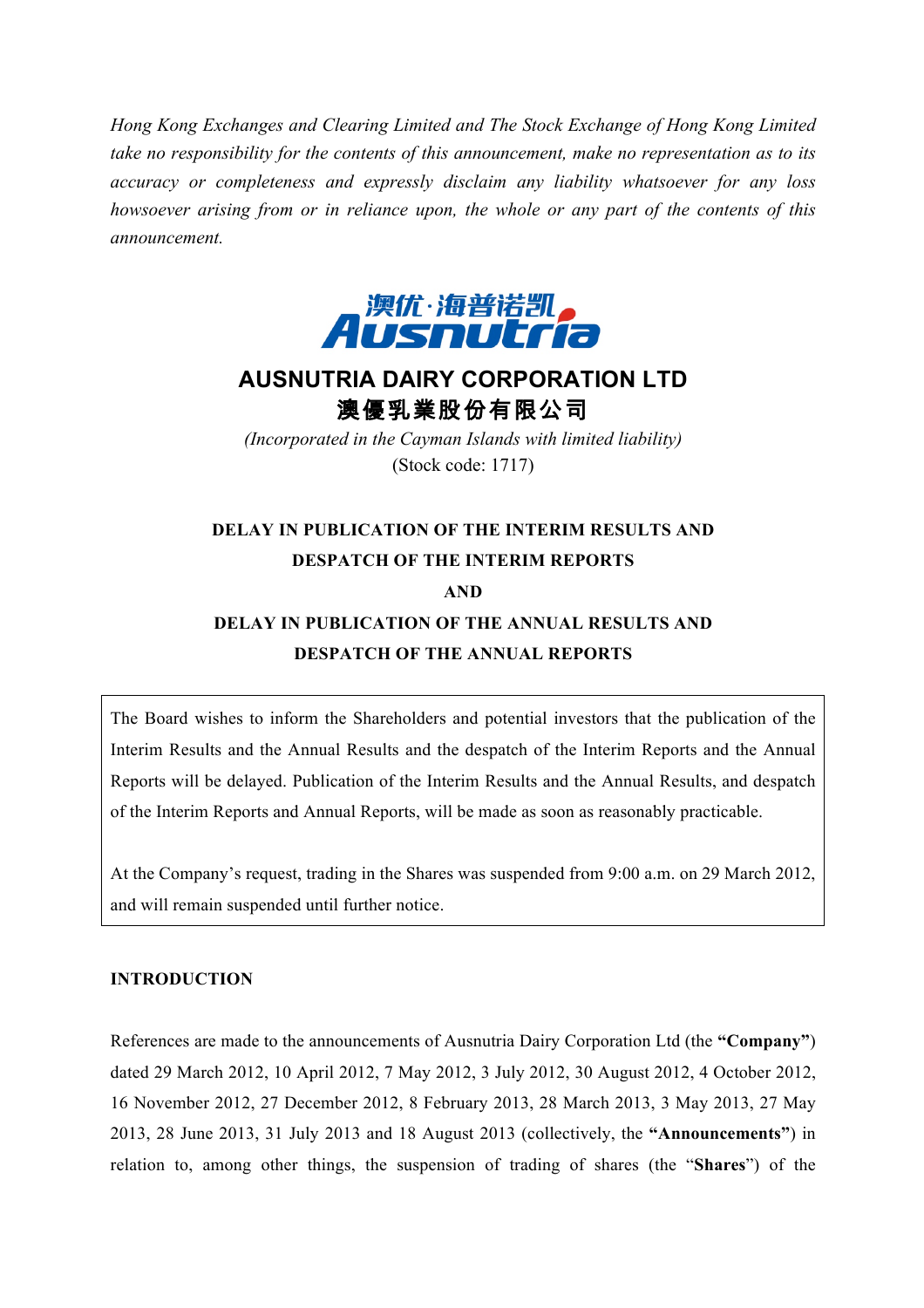*Hong Kong Exchanges and Clearing Limited and The Stock Exchange of Hong Kong Limited take no responsibility for the contents of this announcement, make no representation as to its accuracy or completeness and expressly disclaim any liability whatsoever for any loss howsoever arising from or in reliance upon, the whole or any part of the contents of this announcement.*

# AUSNUTRIA DAIRY CORPORATION LTD
# 澳優乳業股份有限公司

*(Incorporated in the Cayman Islands with limited liability)*

(Stock code: 1717)

## DELAY IN PUBLICATION OF THE INTERIM RESULTS AND DESPATCH OF THE INTERIM REPORTS AND DELAY IN PUBLICATION OF THE ANNUAL RESULTS AND DESPATCH OF THE ANNUAL REPORTS

The Board wishes to inform the Shareholders and potential investors that the publication of the Interim Results and the Annual Results and the despatch of the Interim Reports and the Annual Reports will be delayed. Publication of the Interim Results and the Annual Results, and despatch of the Interim Reports and Annual Reports, will be made as soon as reasonably practicable.

At the Company's request, trading in the Shares was suspended from 9:00 a.m. on 29 March 2012, and will remain suspended until further notice.

## INTRODUCTION

References are made to the announcements of Ausnutria Dairy Corporation Ltd (the **"Company"**) dated 29 March 2012, 10 April 2012, 7 May 2012, 3 July 2012, 30 August 2012, 4 October 2012, 16 November 2012, 27 December 2012, 8 February 2013, 28 March 2013, 3 May 2013, 27 May 2013, 28 June 2013, 31 July 2013 and 18 August 2013 (collectively, the **"Announcements"**) in relation to, among other things, the suspension of trading of shares (the "**Shares**") of the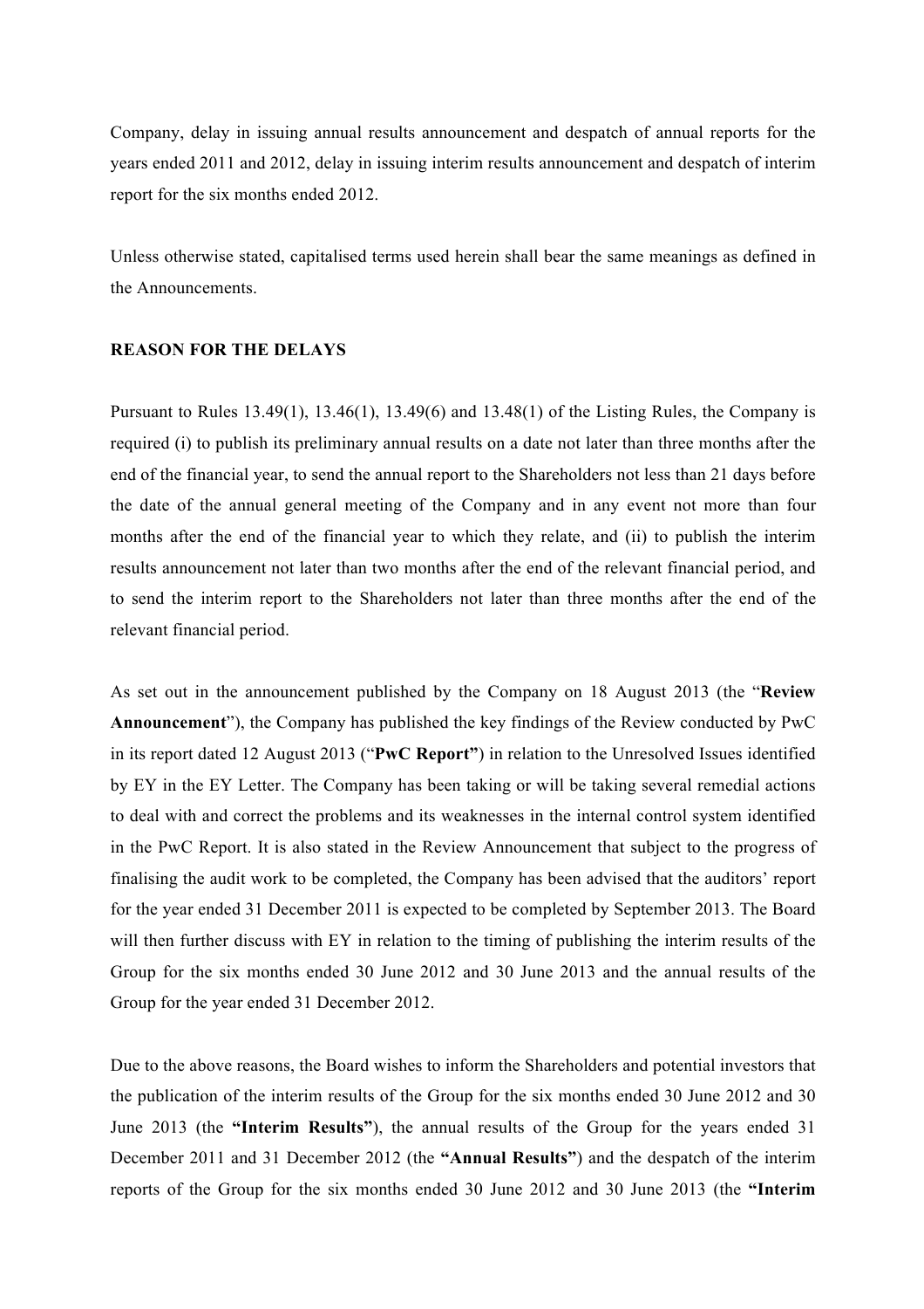Company, delay in issuing annual results announcement and despatch of annual reports for the years ended 2011 and 2012, delay in issuing interim results announcement and despatch of interim report for the six months ended 2012.

Unless otherwise stated, capitalised terms used herein shall bear the same meanings as defined in the Announcements.

**REASON FOR THE DELAYS**

Pursuant to Rules 13.49(1), 13.46(1), 13.49(6) and 13.48(1) of the Listing Rules, the Company is required (i) to publish its preliminary annual results on a date not later than three months after the end of the financial year, to send the annual report to the Shareholders not less than 21 days before the date of the annual general meeting of the Company and in any event not more than four months after the end of the financial year to which they relate, and (ii) to publish the interim results announcement not later than two months after the end of the relevant financial period, and to send the interim report to the Shareholders not later than three months after the end of the relevant financial period.

As set out in the announcement published by the Company on 18 August 2013 (the "**Review Announcement**"), the Company has published the key findings of the Review conducted by PwC in its report dated 12 August 2013 ("**PwC Report**") in relation to the Unresolved Issues identified by EY in the EY Letter. The Company has been taking or will be taking several remedial actions to deal with and correct the problems and its weaknesses in the internal control system identified in the PwC Report. It is also stated in the Review Announcement that subject to the progress of finalising the audit work to be completed, the Company has been advised that the auditors' report for the year ended 31 December 2011 is expected to be completed by September 2013. The Board will then further discuss with EY in relation to the timing of publishing the interim results of the Group for the six months ended 30 June 2012 and 30 June 2013 and the annual results of the Group for the year ended 31 December 2012.

Due to the above reasons, the Board wishes to inform the Shareholders and potential investors that the publication of the interim results of the Group for the six months ended 30 June 2012 and 30 June 2013 (the **"Interim Results"**), the annual results of the Group for the years ended 31 December 2011 and 31 December 2012 (the **"Annual Results"**) and the despatch of the interim reports of the Group for the six months ended 30 June 2012 and 30 June 2013 (the **"Interim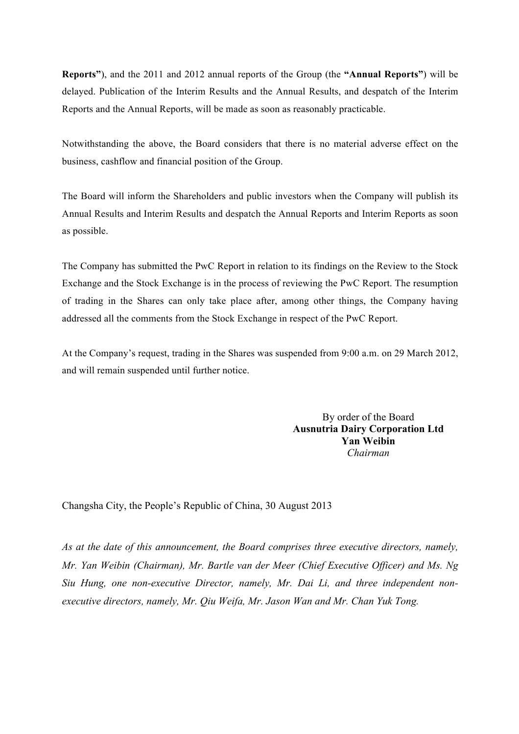**Reports"**), and the 2011 and 2012 annual reports of the Group (the **"Annual Reports"**) will be delayed. Publication of the Interim Results and the Annual Results, and despatch of the Interim Reports and the Annual Reports, will be made as soon as reasonably practicable.

Notwithstanding the above, the Board considers that there is no material adverse effect on the business, cashflow and financial position of the Group.

The Board will inform the Shareholders and public investors when the Company will publish its Annual Results and Interim Results and despatch the Annual Reports and Interim Reports as soon as possible.

The Company has submitted the PwC Report in relation to its findings on the Review to the Stock Exchange and the Stock Exchange is in the process of reviewing the PwC Report. The resumption of trading in the Shares can only take place after, among other things, the Company having addressed all the comments from the Stock Exchange in respect of the PwC Report.

At the Company's request, trading in the Shares was suspended from 9:00 a.m. on 29 March 2012, and will remain suspended until further notice.

By order of the Board
**Ausnutria Dairy Corporation Ltd**
**Yan Weibin**
*Chairman*

Changsha City, the People's Republic of China, 30 August 2013

*As at the date of this announcement, the Board comprises three executive directors, namely, Mr. Yan Weibin (Chairman), Mr. Bartle van der Meer (Chief Executive Officer) and Ms. Ng Siu Hung, one non-executive Director, namely, Mr. Dai Li, and three independent non-executive directors, namely, Mr. Qiu Weifa, Mr. Jason Wan and Mr. Chan Yuk Tong.*